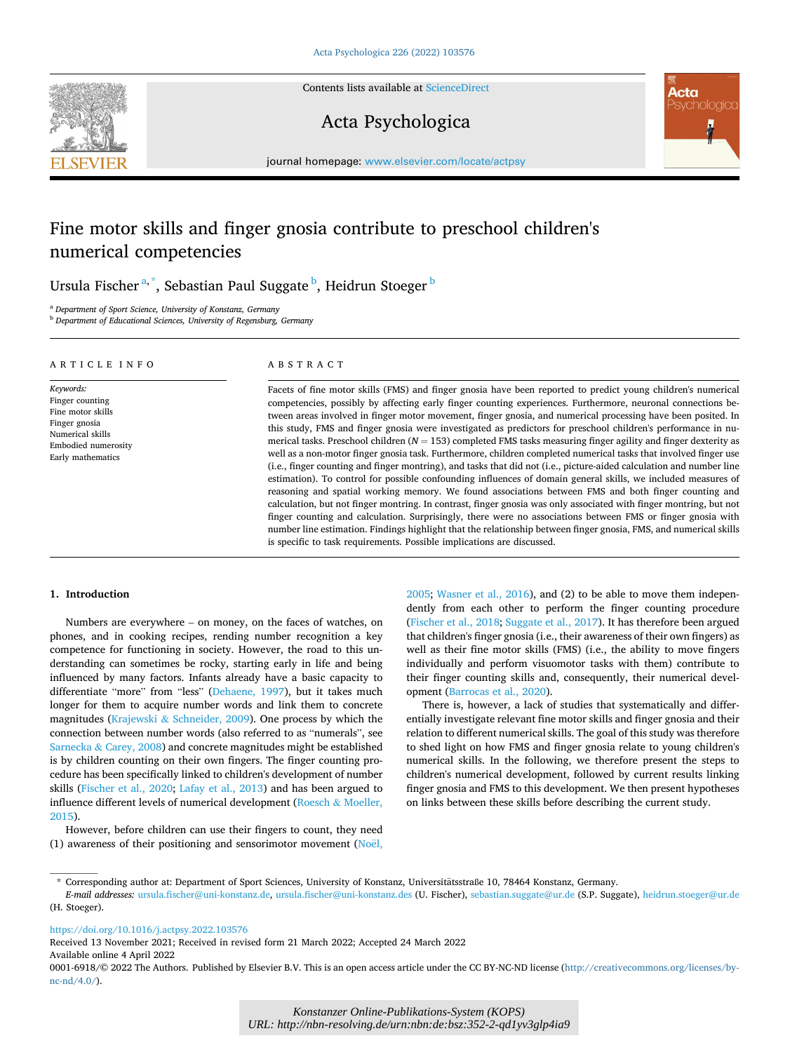# Fine motor skills and finger gnosia contribute to preschool children's numerical competencies

Ursula Fischer [a,*], Sebastian Paul Suggate [b], Heidrun Stoeger [b]

[a] Department of Sport Science, University of Konstanz, Germany

[b] Department of Educational Sciences, University of Regensburg, Germany

## ARTICLE INFO

*Keywords:*
Finger counting
Fine motor skills
Finger gnosia
Numerical skills
Embodied numerosity
Early mathematics

## ABSTRACT

Facets of fine motor skills (FMS) and finger gnosia have been reported to predict young children's numerical competencies, possibly by affecting early finger counting experiences. Furthermore, neuronal connections between areas involved in finger motor movement, finger gnosia, and numerical processing have been posited. In this study, FMS and finger gnosia were investigated as predictors for preschool children's performance in numerical tasks. Preschool children ($N = 153$) completed FMS tasks measuring finger agility and finger dexterity as well as a non-motor finger gnosia task. Furthermore, children completed numerical tasks that involved finger use (i.e., finger counting and finger montring), and tasks that did not (i.e., picture-aided calculation and number line estimation). To control for possible confounding influences of domain general skills, we included measures of reasoning and spatial working memory. We found associations between FMS and both finger counting and calculation, but not finger montring. In contrast, finger gnosia was only associated with finger montring, but not finger counting and calculation. Surprisingly, there were no associations between FMS or finger gnosia with number line estimation. Findings highlight that the relationship between finger gnosia, FMS, and numerical skills is specific to task requirements. Possible implications are discussed.

## 1. Introduction

Numbers are everywhere – on money, on the faces of watches, on phones, and in cooking recipes, rending number recognition a key competence for functioning in society. However, the road to this understanding can sometimes be rocky, starting early in life and being influenced by many factors. Infants already have a basic capacity to differentiate "more" from "less" (Dehaene, 1997), but it takes much longer for them to acquire number words and link them to concrete magnitudes (Krajewski & Schneider, 2009). One process by which the connection between number words (also referred to as "numerals", see Sarnecka & Carey, 2008) and concrete magnitudes might be established is by children counting on their own fingers. The finger counting procedure has been specifically linked to children's development of number skills (Fischer et al., 2020; Lafay et al., 2013) and has been argued to influence different levels of numerical development (Roesch & Moeller, 2015).

However, before children can use their fingers to count, they need (1) awareness of their positioning and sensorimotor movement (Noël, 2005; Wasner et al., 2016), and (2) to be able to move them independently from each other to perform the finger counting procedure (Fischer et al., 2018; Suggate et al., 2017). It has therefore been argued that children's finger gnosia (i.e., their awareness of their own fingers) as well as their fine motor skills (FMS) (i.e., the ability to move fingers individually and perform visuomotor tasks with them) contribute to their finger counting skills and, consequently, their numerical development (Barrocas et al., 2020).

There is, however, a lack of studies that systematically and differentially investigate relevant fine motor skills and finger gnosia and their relation to different numerical skills. The goal of this study was therefore to shed light on how FMS and finger gnosia relate to young children's numerical skills. In the following, we therefore present the steps to children's numerical development, followed by current results linking finger gnosia and FMS to this development. We then present hypotheses on links between these skills before describing the current study.

---

* Corresponding author at: Department of Sport Sciences, University of Konstanz, Universitätsstraße 10, 78464 Konstanz, Germany.
*E-mail addresses:* ursula.fischer@uni-konstanz.de, ursula.fischer@uni-konstanz.des (U. Fischer), sebastian.suggate@ur.de (S.P. Suggate), heidrun.stoeger@ur.de (H. Stoeger).

https://doi.org/10.1016/j.actpsy.2022.103576
Received 13 November 2021; Received in revised form 21 March 2022; Accepted 24 March 2022
Available online 4 April 2022
0001-6918/© 2022 The Authors. Published by Elsevier B.V. This is an open access article under the CC BY-NC-ND license (http://creativecommons.org/licenses/by-nc-nd/4.0/).

Konstanzer Online-Publikations-System (KOPS)
URL: http://nbn-resolving.de/urn:nbn:de:bsz:352-2-qd1yv3glp4ia9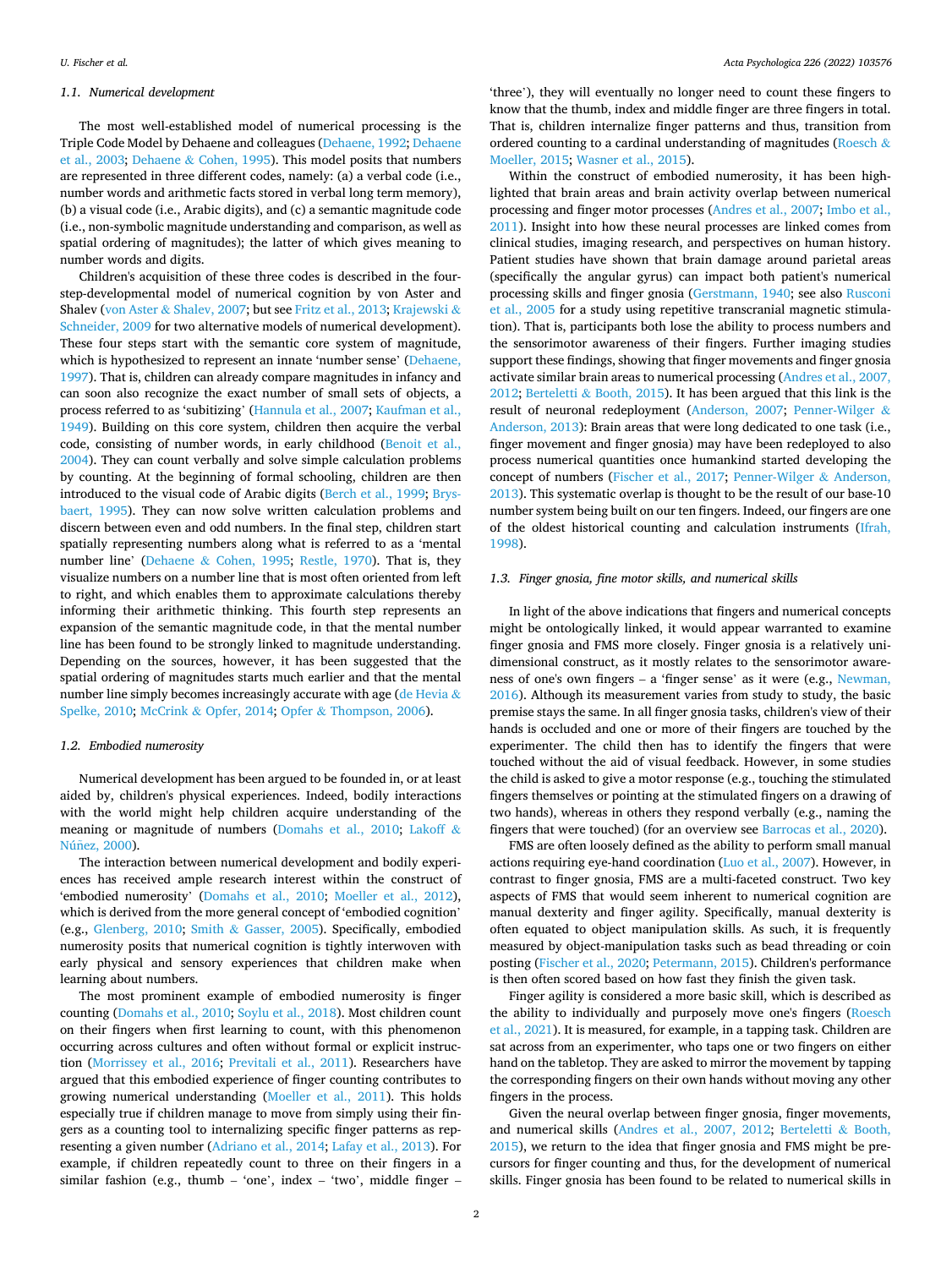### 1.1. Numerical development

The most well-established model of numerical processing is the Triple Code Model by Dehaene and colleagues (Dehaene, 1992; Dehaene et al., 2003; Dehaene & Cohen, 1995). This model posits that numbers are represented in three different codes, namely: (a) a verbal code (i.e., number words and arithmetic facts stored in verbal long term memory), (b) a visual code (i.e., Arabic digits), and (c) a semantic magnitude code (i.e., non-symbolic magnitude understanding and comparison, as well as spatial ordering of magnitudes); the latter of which gives meaning to number words and digits.

Children's acquisition of these three codes is described in the four-step-developmental model of numerical cognition by von Aster and Shalev (von Aster & Shalev, 2007; but see Fritz et al., 2013; Krajewski & Schneider, 2009 for two alternative models of numerical development). These four steps start with the semantic core system of magnitude, which is hypothesized to represent an innate 'number sense' (Dehaene, 1997). That is, children can already compare magnitudes in infancy and can soon also recognize the exact number of small sets of objects, a process referred to as 'subitizing' (Hannula et al., 2007; Kaufman et al., 1949). Building on this core system, children then acquire the verbal code, consisting of number words, in early childhood (Benoit et al., 2004). They can count verbally and solve simple calculation problems by counting. At the beginning of formal schooling, children are then introduced to the visual code of Arabic digits (Berch et al., 1999; Brysbaert, 1995). They can now solve written calculation problems and discern between even and odd numbers. In the final step, children start spatially representing numbers along what is referred to as a 'mental number line' (Dehaene & Cohen, 1995; Restle, 1970). That is, they visualize numbers on a number line that is most often oriented from left to right, and which enables them to approximate calculations thereby informing their arithmetic thinking. This fourth step represents an expansion of the semantic magnitude code, in that the mental number line has been found to be strongly linked to magnitude understanding. Depending on the sources, however, it has been suggested that the spatial ordering of magnitudes starts much earlier and that the mental number line simply becomes increasingly accurate with age (de Hevia & Spelke, 2010; McCrink & Opfer, 2014; Opfer & Thompson, 2006).

### 1.2. Embodied numerosity

Numerical development has been argued to be founded in, or at least aided by, children's physical experiences. Indeed, bodily interactions with the world might help children acquire understanding of the meaning or magnitude of numbers (Domahs et al., 2010; Lakoff & Núñez, 2000).

The interaction between numerical development and bodily experiences has received ample research interest within the construct of 'embodied numerosity' (Domahs et al., 2010; Moeller et al., 2012), which is derived from the more general concept of 'embodied cognition' (e.g., Glenberg, 2010; Smith & Gasser, 2005). Specifically, embodied numerosity posits that numerical cognition is tightly interwoven with early physical and sensory experiences that children make when learning about numbers.

The most prominent example of embodied numerosity is finger counting (Domahs et al., 2010; Soylu et al., 2018). Most children count on their fingers when first learning to count, with this phenomenon occurring across cultures and often without formal or explicit instruction (Morrissey et al., 2016; Previtali et al., 2011). Researchers have argued that this embodied experience of finger counting contributes to growing numerical understanding (Moeller et al., 2011). This holds especially true if children manage to move from simply using their fingers as a counting tool to internalizing specific finger patterns as representing a given number (Adriano et al., 2014; Lafay et al., 2013). For example, if children repeatedly count to three on their fingers in a similar fashion (e.g., thumb – 'one', index – 'two', middle finger – 'three'), they will eventually no longer need to count these fingers to know that the thumb, index and middle finger are three fingers in total. That is, children internalize finger patterns and thus, transition from ordered counting to a cardinal understanding of magnitudes (Roesch & Moeller, 2015; Wasner et al., 2015).

Within the construct of embodied numerosity, it has been highlighted that brain areas and brain activity overlap between numerical processing and finger motor processes (Andres et al., 2007; Imbo et al., 2011). Insight into how these neural processes are linked comes from clinical studies, imaging research, and perspectives on human history. Patient studies have shown that brain damage around parietal areas (specifically the angular gyrus) can impact both patient's numerical processing skills and finger gnosia (Gerstmann, 1940; see also Rusconi et al., 2005 for a study using repetitive transcranial magnetic stimulation). That is, participants both lose the ability to process numbers and the sensorimotor awareness of their fingers. Further imaging studies support these findings, showing that finger movements and finger gnosia activate similar brain areas to numerical processing (Andres et al., 2007, 2012; Berteletti & Booth, 2015). It has been argued that this link is the result of neuronal redeployment (Anderson, 2007; Penner-Wilger & Anderson, 2013): Brain areas that were long dedicated to one task (i.e., finger movement and finger gnosia) may have been redeployed to also process numerical quantities once humankind started developing the concept of numbers (Fischer et al., 2017; Penner-Wilger & Anderson, 2013). This systematic overlap is thought to be the result of our base-10 number system being built on our ten fingers. Indeed, our fingers are one of the oldest historical counting and calculation instruments (Ifrah, 1998).

### 1.3. Finger gnosia, fine motor skills, and numerical skills

In light of the above indications that fingers and numerical concepts might be ontologically linked, it would appear warranted to examine finger gnosia and FMS more closely. Finger gnosia is a relatively unidimensional construct, as it mostly relates to the sensorimotor awareness of one's own fingers – a 'finger sense' as it were (e.g., Newman, 2016). Although its measurement varies from study to study, the basic premise stays the same. In all finger gnosia tasks, children's view of their hands is occluded and one or more of their fingers are touched by the experimenter. The child then has to identify the fingers that were touched without the aid of visual feedback. However, in some studies the child is asked to give a motor response (e.g., touching the stimulated fingers themselves or pointing at the stimulated fingers on a drawing of two hands), whereas in others they respond verbally (e.g., naming the fingers that were touched) (for an overview see Barrocas et al., 2020).

FMS are often loosely defined as the ability to perform small manual actions requiring eye-hand coordination (Luo et al., 2007). However, in contrast to finger gnosia, FMS are a multi-faceted construct. Two key aspects of FMS that would seem inherent to numerical cognition are manual dexterity and finger agility. Specifically, manual dexterity is often equated to object manipulation skills. As such, it is frequently measured by object-manipulation tasks such as bead threading or coin posting (Fischer et al., 2020; Petermann, 2015). Children's performance is then often scored based on how fast they finish the given task.

Finger agility is considered a more basic skill, which is described as the ability to individually and purposely move one's fingers (Roesch et al., 2021). It is measured, for example, in a tapping task. Children are sat across from an experimenter, who taps one or two fingers on either hand on the tabletop. They are asked to mirror the movement by tapping the corresponding fingers on their own hands without moving any other fingers in the process.

Given the neural overlap between finger gnosia, finger movements, and numerical skills (Andres et al., 2007, 2012; Berteletti & Booth, 2015), we return to the idea that finger gnosia and FMS might be precursors for finger counting and thus, for the development of numerical skills. Finger gnosia has been found to be related to numerical skills in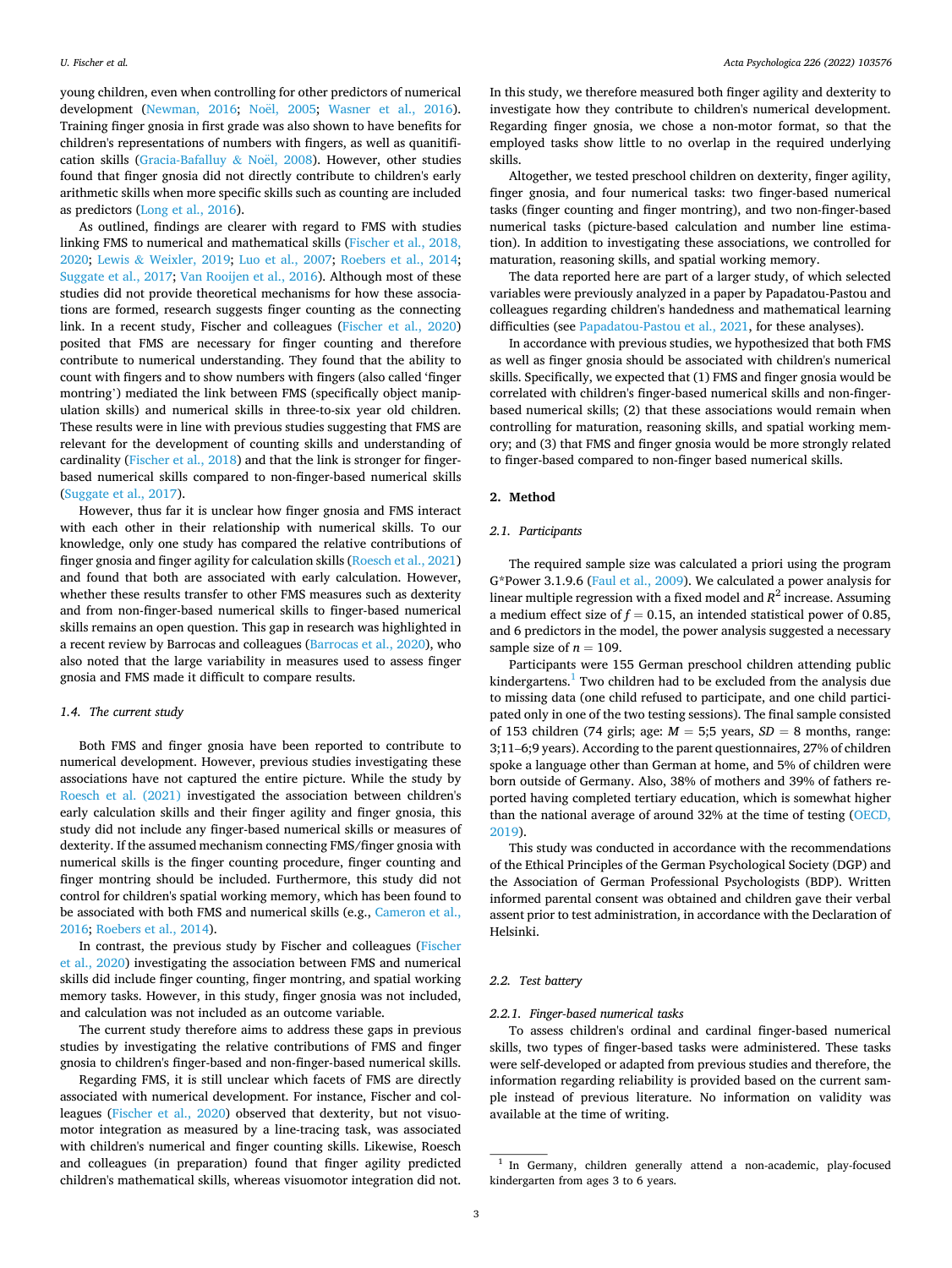young children, even when controlling for other predictors of numerical development (Newman, 2016; Noël, 2005; Wasner et al., 2016). Training finger gnosia in first grade was also shown to have benefits for children's representations of numbers with fingers, as well as quanitification skills (Gracia-Bafalluy & Noël, 2008). However, other studies found that finger gnosia did not directly contribute to children's early arithmetic skills when more specific skills such as counting are included as predictors (Long et al., 2016).

As outlined, findings are clearer with regard to FMS with studies linking FMS to numerical and mathematical skills (Fischer et al., 2018, 2020; Lewis & Weixler, 2019; Luo et al., 2007; Roebers et al., 2014; Suggate et al., 2017; Van Rooijen et al., 2016). Although most of these studies did not provide theoretical mechanisms for how these associations are formed, research suggests finger counting as the connecting link. In a recent study, Fischer and colleagues (Fischer et al., 2020) posited that FMS are necessary for finger counting and therefore contribute to numerical understanding. They found that the ability to count with fingers and to show numbers with fingers (also called 'finger montring') mediated the link between FMS (specifically object manipulation skills) and numerical skills in three-to-six year old children. These results were in line with previous studies suggesting that FMS are relevant for the development of counting skills and understanding of cardinality (Fischer et al., 2018) and that the link is stronger for finger-based numerical skills compared to non-finger-based numerical skills (Suggate et al., 2017).

However, thus far it is unclear how finger gnosia and FMS interact with each other in their relationship with numerical skills. To our knowledge, only one study has compared the relative contributions of finger gnosia and finger agility for calculation skills (Roesch et al., 2021) and found that both are associated with early calculation. However, whether these results transfer to other FMS measures such as dexterity and from non-finger-based numerical skills to finger-based numerical skills remains an open question. This gap in research was highlighted in a recent review by Barrocas and colleagues (Barrocas et al., 2020), who also noted that the large variability in measures used to assess finger gnosia and FMS made it difficult to compare results.

### 1.4. The current study

Both FMS and finger gnosia have been reported to contribute to numerical development. However, previous studies investigating these associations have not captured the entire picture. While the study by Roesch et al. (2021) investigated the association between children's early calculation skills and their finger agility and finger gnosia, this study did not include any finger-based numerical skills or measures of dexterity. If the assumed mechanism connecting FMS/finger gnosia with numerical skills is the finger counting procedure, finger counting and finger montring should be included. Furthermore, this study did not control for children's spatial working memory, which has been found to be associated with both FMS and numerical skills (e.g., Cameron et al., 2016; Roebers et al., 2014).

In contrast, the previous study by Fischer and colleagues (Fischer et al., 2020) investigating the association between FMS and numerical skills did include finger counting, finger montring, and spatial working memory tasks. However, in this study, finger gnosia was not included, and calculation was not included as an outcome variable.

The current study therefore aims to address these gaps in previous studies by investigating the relative contributions of FMS and finger gnosia to children's finger-based and non-finger-based numerical skills.

Regarding FMS, it is still unclear which facets of FMS are directly associated with numerical development. For instance, Fischer and colleagues (Fischer et al., 2020) observed that dexterity, but not visuo-motor integration as measured by a line-tracing task, was associated with children's numerical and finger counting skills. Likewise, Roesch and colleagues (in preparation) found that finger agility predicted children's mathematical skills, whereas visuomotor integration did not. In this study, we therefore measured both finger agility and dexterity to investigate how they contribute to children's numerical development. Regarding finger gnosia, we chose a non-motor format, so that the employed tasks show little to no overlap in the required underlying skills.

Altogether, we tested preschool children on dexterity, finger agility, finger gnosia, and four numerical tasks: two finger-based numerical tasks (finger counting and finger montring), and two non-finger-based numerical tasks (picture-based calculation and number line estimation). In addition to investigating these associations, we controlled for maturation, reasoning skills, and spatial working memory.

The data reported here are part of a larger study, of which selected variables were previously analyzed in a paper by Papadatou-Pastou and colleagues regarding children's handedness and mathematical learning difficulties (see Papadatou-Pastou et al., 2021, for these analyses).

In accordance with previous studies, we hypothesized that both FMS as well as finger gnosia should be associated with children's numerical skills. Specifically, we expected that (1) FMS and finger gnosia would be correlated with children's finger-based numerical skills and non-finger-based numerical skills; (2) that these associations would remain when controlling for maturation, reasoning skills, and spatial working memory; and (3) that FMS and finger gnosia would be more strongly related to finger-based compared to non-finger based numerical skills.

## 2. Method

### 2.1. Participants

The required sample size was calculated a priori using the program G*Power 3.1.9.6 (Faul et al., 2009). We calculated a power analysis for linear multiple regression with a fixed model and $R^2$ increase. Assuming a medium effect size of $f = 0.15$, an intended statistical power of 0.85, and 6 predictors in the model, the power analysis suggested a necessary sample size of $n = 109$.

Participants were 155 German preschool children attending public kindergartens.[1] Two children had to be excluded from the analysis due to missing data (one child refused to participate, and one child participated only in one of the two testing sessions). The final sample consisted of 153 children (74 girls; age: $M = 5;5$ years, $SD = 8$ months, range: 3;11–6;9 years). According to the parent questionnaires, 27% of children spoke a language other than German at home, and 5% of children were born outside of Germany. Also, 38% of mothers and 39% of fathers reported having completed tertiary education, which is somewhat higher than the national average of around 32% at the time of testing (OECD, 2019).

This study was conducted in accordance with the recommendations of the Ethical Principles of the German Psychological Society (DGP) and the Association of German Professional Psychologists (BDP). Written informed parental consent was obtained and children gave their verbal assent prior to test administration, in accordance with the Declaration of Helsinki.

### 2.2. Test battery

#### 2.2.1. Finger-based numerical tasks

To assess children's ordinal and cardinal finger-based numerical skills, two types of finger-based tasks were administered. These tasks were self-developed or adapted from previous studies and therefore, the information regarding reliability is provided based on the current sample instead of previous literature. No information on validity was available at the time of writing.

[1] In Germany, children generally attend a non-academic, play-focused kindergarten from ages 3 to 6 years.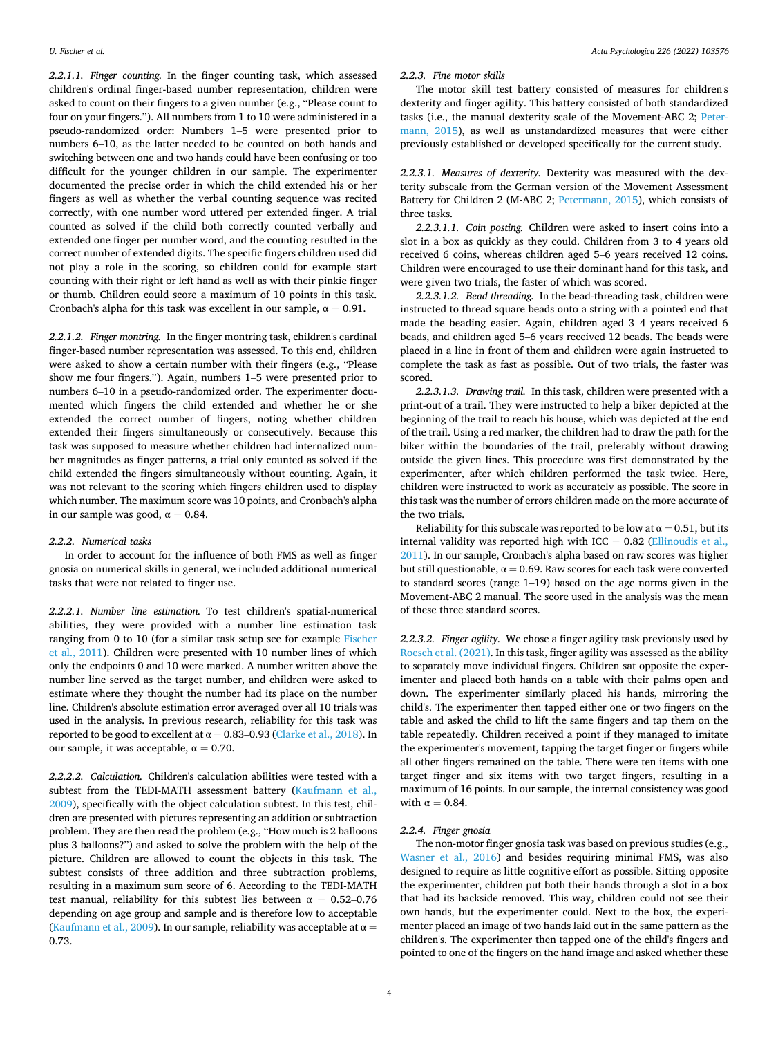*2.2.1.1. Finger counting.* In the finger counting task, which assessed children's ordinal finger-based number representation, children were asked to count on their fingers to a given number (e.g., "Please count to four on your fingers."). All numbers from 1 to 10 were administered in a pseudo-randomized order: Numbers 1–5 were presented prior to numbers 6–10, as the latter needed to be counted on both hands and switching between one and two hands could have been confusing or too difficult for the younger children in our sample. The experimenter documented the precise order in which the child extended his or her fingers as well as whether the verbal counting sequence was recited correctly, with one number word uttered per extended finger. A trial counted as solved if the child both correctly counted verbally and extended one finger per number word, and the counting resulted in the correct number of extended digits. The specific fingers children used did not play a role in the scoring, so children could for example start counting with their right or left hand as well as with their pinkie finger or thumb. Children could score a maximum of 10 points in this task. Cronbach's alpha for this task was excellent in our sample, α = 0.91.

*2.2.1.2. Finger montring.* In the finger montring task, children's cardinal finger-based number representation was assessed. To this end, children were asked to show a certain number with their fingers (e.g., "Please show me four fingers."). Again, numbers 1–5 were presented prior to numbers 6–10 in a pseudo-randomized order. The experimenter documented which fingers the child extended and whether he or she extended the correct number of fingers, noting whether children extended their fingers simultaneously or consecutively. Because this task was supposed to measure whether children had internalized number magnitudes as finger patterns, a trial only counted as solved if the child extended the fingers simultaneously without counting. Again, it was not relevant to the scoring which fingers children used to display which number. The maximum score was 10 points, and Cronbach's alpha in our sample was good, α = 0.84.

### 2.2.2. Numerical tasks

In order to account for the influence of both FMS as well as finger gnosia on numerical skills in general, we included additional numerical tasks that were not related to finger use.

*2.2.2.1. Number line estimation.* To test children's spatial-numerical abilities, they were provided with a number line estimation task ranging from 0 to 10 (for a similar task setup see for example Fischer et al., 2011). Children were presented with 10 number lines of which only the endpoints 0 and 10 were marked. A number written above the number line served as the target number, and children were asked to estimate where they thought the number had its place on the number line. Children's absolute estimation error averaged over all 10 trials was used in the analysis. In previous research, reliability for this task was reported to be good to excellent at α = 0.83–0.93 (Clarke et al., 2018). In our sample, it was acceptable, α = 0.70.

*2.2.2.2. Calculation.* Children's calculation abilities were tested with a subtest from the TEDI-MATH assessment battery (Kaufmann et al., 2009), specifically with the object calculation subtest. In this test, children are presented with pictures representing an addition or subtraction problem. They are then read the problem (e.g., "How much is 2 balloons plus 3 balloons?") and asked to solve the problem with the help of the picture. Children are allowed to count the objects in this task. The subtest consists of three addition and three subtraction problems, resulting in a maximum sum score of 6. According to the TEDI-MATH test manual, reliability for this subtest lies between α = 0.52–0.76 depending on age group and sample and is therefore low to acceptable (Kaufmann et al., 2009). In our sample, reliability was acceptable at α = 0.73.

### 2.2.3. Fine motor skills

The motor skill test battery consisted of measures for children's dexterity and finger agility. This battery consisted of both standardized tasks (i.e., the manual dexterity scale of the Movement-ABC 2; Petermann, 2015), as well as unstandardized measures that were either previously established or developed specifically for the current study.

*2.2.3.1. Measures of dexterity.* Dexterity was measured with the dexterity subscale from the German version of the Movement Assessment Battery for Children 2 (M-ABC 2; Petermann, 2015), which consists of three tasks.

*2.2.3.1.1. Coin posting.* Children were asked to insert coins into a slot in a box as quickly as they could. Children from 3 to 4 years old received 6 coins, whereas children aged 5–6 years received 12 coins. Children were encouraged to use their dominant hand for this task, and were given two trials, the faster of which was scored.

*2.2.3.1.2. Bead threading.* In the bead-threading task, children were instructed to thread square beads onto a string with a pointed end that made the beading easier. Again, children aged 3–4 years received 6 beads, and children aged 5–6 years received 12 beads. The beads were placed in a line in front of them and children were again instructed to complete the task as fast as possible. Out of two trials, the faster was scored.

*2.2.3.1.3. Drawing trail.* In this task, children were presented with a print-out of a trail. They were instructed to help a biker depicted at the beginning of the trail to reach his house, which was depicted at the end of the trail. Using a red marker, the children had to draw the path for the biker within the boundaries of the trail, preferably without drawing outside the given lines. This procedure was first demonstrated by the experimenter, after which children performed the task twice. Here, children were instructed to work as accurately as possible. The score in this task was the number of errors children made on the more accurate of the two trials.

Reliability for this subscale was reported to be low at α = 0.51, but its internal validity was reported high with ICC = 0.82 (Ellinoudis et al., 2011). In our sample, Cronbach's alpha based on raw scores was higher but still questionable, α = 0.69. Raw scores for each task were converted to standard scores (range 1–19) based on the age norms given in the Movement-ABC 2 manual. The score used in the analysis was the mean of these three standard scores.

*2.2.3.2. Finger agility.* We chose a finger agility task previously used by Roesch et al. (2021). In this task, finger agility was assessed as the ability to separately move individual fingers. Children sat opposite the experimenter and placed both hands on a table with their palms open and down. The experimenter similarly placed his hands, mirroring the child's. The experimenter then tapped either one or two fingers on the table and asked the child to lift the same fingers and tap them on the table repeatedly. Children received a point if they managed to imitate the experimenter's movement, tapping the target finger or fingers while all other fingers remained on the table. There were ten items with one target finger and six items with two target fingers, resulting in a maximum of 16 points. In our sample, the internal consistency was good with α = 0.84.

### 2.2.4. Finger gnosia

The non-motor finger gnosia task was based on previous studies (e.g., Wasner et al., 2016) and besides requiring minimal FMS, was also designed to require as little cognitive effort as possible. Sitting opposite the experimenter, children put both their hands through a slot in a box that had its backside removed. This way, children could not see their own hands, but the experimenter could. Next to the box, the experimenter placed an image of two hands laid out in the same pattern as the children's. The experimenter then tapped one of the child's fingers and pointed to one of the fingers on the hand image and asked whether these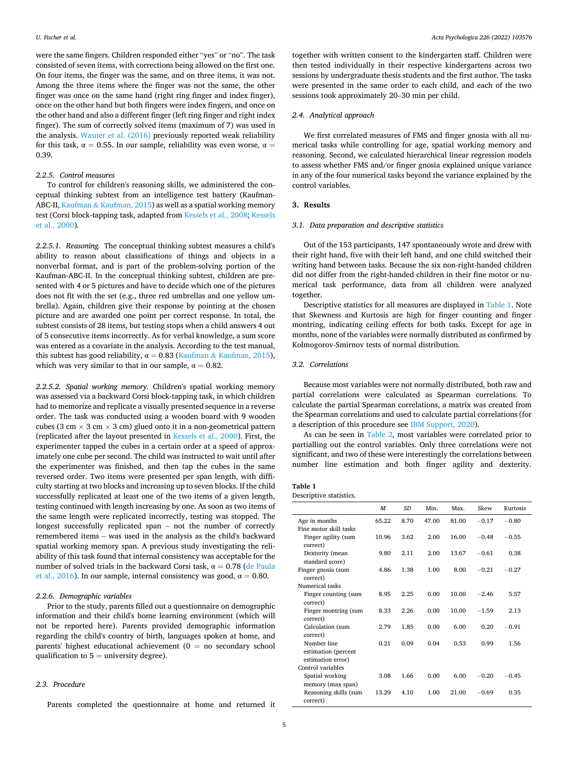were the same fingers. Children responded either "yes" or "no". The task consisted of seven items, with corrections being allowed on the first one. On four items, the finger was the same, and on three items, it was not. Among the three items where the finger was not the same, the other finger was once on the same hand (right ring finger and index finger), once on the other hand but both fingers were index fingers, and once on the other hand and also a different finger (left ring finger and right index finger). The sum of correctly solved items (maximum of 7) was used in the analysis. Wasner et al. (2016) previously reported weak reliability for this task, α = 0.55. In our sample, reliability was even worse, α = 0.39.

#### 2.2.5. Control measures

To control for children's reasoning skills, we administered the conceptual thinking subtest from an intelligence test battery (Kaufman-ABC-II, Kaufman & Kaufman, 2015) as well as a spatial working memory test (Corsi block-tapping task, adapted from Kessels et al., 2008; Kessels et al., 2000).

*2.2.5.1. Reasoning.* The conceptual thinking subtest measures a child's ability to reason about classifications of things and objects in a nonverbal format, and is part of the problem-solving portion of the Kaufman-ABC-II. In the conceptual thinking subtest, children are presented with 4 or 5 pictures and have to decide which one of the pictures does not fit with the set (e.g., three red umbrellas and one yellow umbrella). Again, children give their response by pointing at the chosen picture and are awarded one point per correct response. In total, the subtest consists of 28 items, but testing stops when a child answers 4 out of 5 consecutive items incorrectly. As for verbal knowledge, a sum score was entered as a covariate in the analysis. According to the test manual, this subtest has good reliability, α = 0.83 (Kaufman & Kaufman, 2015), which was very similar to that in our sample, α = 0.82.

*2.2.5.2. Spatial working memory.* Children's spatial working memory was assessed via a backward Corsi block-tapping task, in which children had to memorize and replicate a visually presented sequence in a reverse order. The task was conducted using a wooden board with 9 wooden cubes (3 cm × 3 cm × 3 cm) glued onto it in a non-geometrical pattern (replicated after the layout presented in Kessels et al., 2000). First, the experimenter tapped the cubes in a certain order at a speed of approximately one cube per second. The child was instructed to wait until after the experimenter was finished, and then tap the cubes in the same reversed order. Two items were presented per span length, with difficulty starting at two blocks and increasing up to seven blocks. If the child successfully replicated at least one of the two items of a given length, testing continued with length increasing by one. As soon as two items of the same length were replicated incorrectly, testing was stopped. The longest successfully replicated span – not the number of correctly remembered items – was used in the analysis as the child's backward spatial working memory span. A previous study investigating the reliability of this task found that internal consistency was acceptable for the number of solved trials in the backward Corsi task, α = 0.78 (de Paula et al., 2016). In our sample, internal consistency was good, α = 0.80.

#### 2.2.6. Demographic variables

Prior to the study, parents filled out a questionnaire on demographic information and their child's home learning environment (which will not be reported here). Parents provided demographic information regarding the child's country of birth, languages spoken at home, and parents' highest educational achievement (0 = no secondary school qualification to 5 = university degree).

### 2.3. Procedure

Parents completed the questionnaire at home and returned it together with written consent to the kindergarten staff. Children were then tested individually in their respective kindergartens across two sessions by undergraduate thesis students and the first author. The tasks were presented in the same order to each child, and each of the two sessions took approximately 20–30 min per child.

### 2.4. Analytical approach

We first correlated measures of FMS and finger gnosia with all numerical tasks while controlling for age, spatial working memory and reasoning. Second, we calculated hierarchical linear regression models to assess whether FMS and/or finger gnosia explained unique variance in any of the four numerical tasks beyond the variance explained by the control variables.

## 3. Results

### 3.1. Data preparation and descriptive statistics

Out of the 153 participants, 147 spontaneously wrote and drew with their right hand, five with their left hand, and one child switched their writing hand between tasks. Because the six non-right-handed children did not differ from the right-handed children in their fine motor or numerical task performance, data from all children were analyzed together.

Descriptive statistics for all measures are displayed in Table 1. Note that Skewness and Kurtosis are high for finger counting and finger montring, indicating ceiling effects for both tasks. Except for age in months, none of the variables were normally distributed as confirmed by Kolmogorov-Smirnov tests of normal distribution.

### 3.2. Correlations

Because most variables were not normally distributed, both raw and partial correlations were calculated as Spearman correlations. To calculate the partial Spearman correlations, a matrix was created from the Spearman correlations and used to calculate partial correlations (for a description of this procedure see IBM Support, 2020).

As can be seen in Table 2, most variables were correlated prior to partialling out the control variables. Only three correlations were not significant, and two of these were interestingly the correlations between number line estimation and both finger agility and dexterity.

**Table 1**
Descriptive statistics.

| | *M* | *SD* | Min. | Max. | Skew | Kurtosis |
|---|---|---|---|---|---|---|
| Age in months | 65.22 | 8.70 | 47.00 | 81.00 | −0.17 | −0.80 |
| Fine motor skill tasks | | | | | | |
| Finger agility (sum correct) | 10.96 | 3.62 | 2.00 | 16.00 | −0.48 | −0.55 |
| Dexterity (mean standard score) | 9.80 | 2.11 | 2.00 | 13.67 | −0.61 | 0.38 |
| Finger gnosia (sum correct) | 4.86 | 1.38 | 1.00 | 8.00 | −0.21 | −0.27 |
| Numerical tasks | | | | | | |
| Finger counting (sum correct) | 8.95 | 2.25 | 0.00 | 10.00 | −2.46 | 5.57 |
| Finger montring (sum correct) | 8.33 | 2.26 | 0.00 | 10.00 | −1.59 | 2.13 |
| Calculation (sum correct) | 2.79 | 1.85 | 0.00 | 6.00 | 0.20 | −0.91 |
| Number line estimation (percent estimation error) | 0.21 | 0.09 | 0.04 | 0.53 | 0.99 | 1.56 |
| Control variables | | | | | | |
| Spatial working memory (max span) | 3.08 | 1.66 | 0.00 | 6.00 | −0.20 | −0.45 |
| Reasoning skills (sum correct) | 13.29 | 4.10 | 1.00 | 21.00 | −0.69 | 0.35 |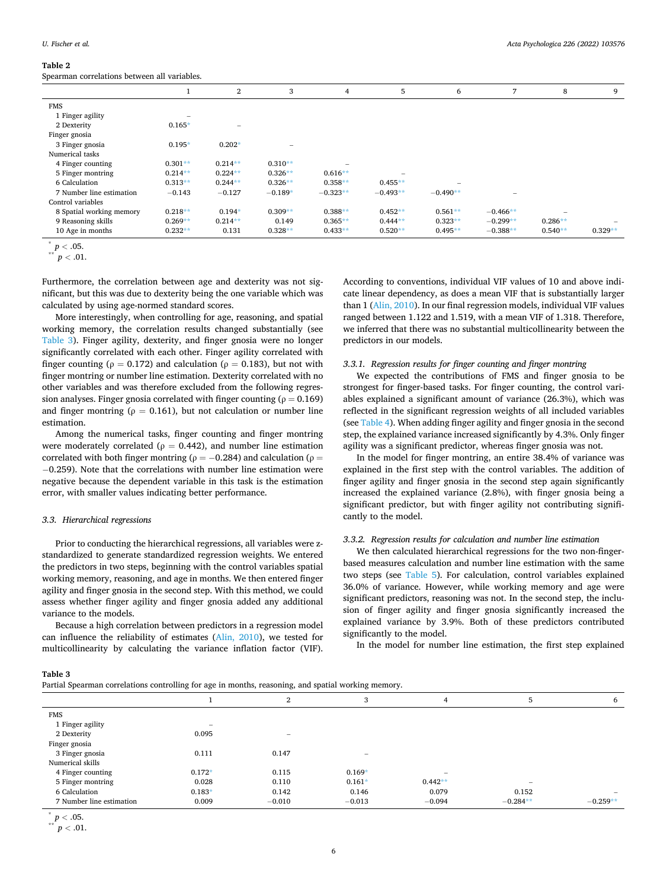**Table 2**

Spearman correlations between all variables.

| | 1 | 2 | 3 | 4 | 5 | 6 | 7 | 8 | 9 |
|---|---|---|---|---|---|---|---|---|---|
| FMS | | | | | | | | | |
| 1 Finger agility | – | | | | | | | | |
| 2 Dexterity | 0.165* | – | | | | | | | |
| Finger gnosia | | | | | | | | | |
| 3 Finger gnosia | 0.195* | 0.202* | – | | | | | | |
| Numerical tasks | | | | | | | | | |
| 4 Finger counting | 0.301** | 0.214** | 0.310** | – | | | | | |
| 5 Finger montring | 0.214** | 0.224** | 0.326** | 0.616** | – | | | | |
| 6 Calculation | 0.313** | 0.244** | 0.326** | 0.358** | 0.455** | – | | | |
| 7 Number line estimation | −0.143 | −0.127 | −0.189* | −0.323** | −0.493** | −0.490** | – | | |
| Control variables | | | | | | | | | |
| 8 Spatial working memory | 0.218** | 0.194* | 0.309** | 0.388** | 0.452** | 0.561** | −0.466** | – | |
| 9 Reasoning skills | 0.269** | 0.214** | 0.149 | 0.365** | 0.444** | 0.323** | −0.299** | 0.286** | – |
| 10 Age in months | 0.232** | 0.131 | 0.328** | 0.433** | 0.520** | 0.495** | −0.388** | 0.540** | 0.329** |

\* $p < .05$.
\*\* $p < .01$.

Furthermore, the correlation between age and dexterity was not significant, but this was due to dexterity being the one variable which was calculated by using age-normed standard scores.

More interestingly, when controlling for age, reasoning, and spatial working memory, the correlation results changed substantially (see Table 3). Finger agility, dexterity, and finger gnosia were no longer significantly correlated with each other. Finger agility correlated with finger counting ($\rho = 0.172$) and calculation ($\rho = 0.183$), but not with finger montring or number line estimation. Dexterity correlated with no other variables and was therefore excluded from the following regression analyses. Finger gnosia correlated with finger counting ($\rho = 0.169$) and finger montring ($\rho = 0.161$), but not calculation or number line estimation.

Among the numerical tasks, finger counting and finger montring were moderately correlated ($\rho = 0.442$), and number line estimation correlated with both finger montring ($\rho = -0.284$) and calculation ($\rho = -0.259$). Note that the correlations with number line estimation were negative because the dependent variable in this task is the estimation error, with smaller values indicating better performance.

### 3.3. Hierarchical regressions

Prior to conducting the hierarchical regressions, all variables were z-standardized to generate standardized regression weights. We entered the predictors in two steps, beginning with the control variables spatial working memory, reasoning, and age in months. We then entered finger agility and finger gnosia in the second step. With this method, we could assess whether finger agility and finger gnosia added any additional variance to the models.

Because a high correlation between predictors in a regression model can influence the reliability of estimates (Alin, 2010), we tested for multicollinearity by calculating the variance inflation factor (VIF). According to conventions, individual VIF values of 10 and above indicate linear dependency, as does a mean VIF that is substantially larger than 1 (Alin, 2010). In our final regression models, individual VIF values ranged between 1.122 and 1.519, with a mean VIF of 1.318. Therefore, we inferred that there was no substantial multicollinearity between the predictors in our models.

#### 3.3.1. Regression results for finger counting and finger montring

We expected the contributions of FMS and finger gnosia to be strongest for finger-based tasks. For finger counting, the control variables explained a significant amount of variance (26.3%), which was reflected in the significant regression weights of all included variables (see Table 4). When adding finger agility and finger gnosia in the second step, the explained variance increased significantly by 4.3%. Only finger agility was a significant predictor, whereas finger gnosia was not.

In the model for finger montring, an entire 38.4% of variance was explained in the first step with the control variables. The addition of finger agility and finger gnosia in the second step again significantly increased the explained variance (2.8%), with finger gnosia being a significant predictor, but with finger agility not contributing significantly to the model.

#### 3.3.2. Regression results for calculation and number line estimation

We then calculated hierarchical regressions for the two non-finger-based measures calculation and number line estimation with the same two steps (see Table 5). For calculation, control variables explained 36.0% of variance. However, while working memory and age were significant predictors, reasoning was not. In the second step, the inclusion of finger agility and finger gnosia significantly increased the explained variance by 3.9%. Both of these predictors contributed significantly to the model.

In the model for number line estimation, the first step explained

**Table 3**

Partial Spearman correlations controlling for age in months, reasoning, and spatial working memory.

| | 1 | 2 | 3 | 4 | 5 | 6 |
|---|---|---|---|---|---|---|
| FMS | | | | | | |
| 1 Finger agility | – | | | | | |
| 2 Dexterity | 0.095 | – | | | | |
| Finger gnosia | | | | | | |
| 3 Finger gnosia | 0.111 | 0.147 | – | | | |
| Numerical skills | | | | | | |
| 4 Finger counting | 0.172* | 0.115 | 0.169* | – | | |
| 5 Finger montring | 0.028 | 0.110 | 0.161* | 0.442** | – | |
| 6 Calculation | 0.183* | 0.142 | 0.146 | 0.079 | 0.152 | – |
| 7 Number line estimation | 0.009 | −0.010 | −0.013 | −0.094 | −0.284** | −0.259** |

\* $p < .05$.
\*\* $p < .01$.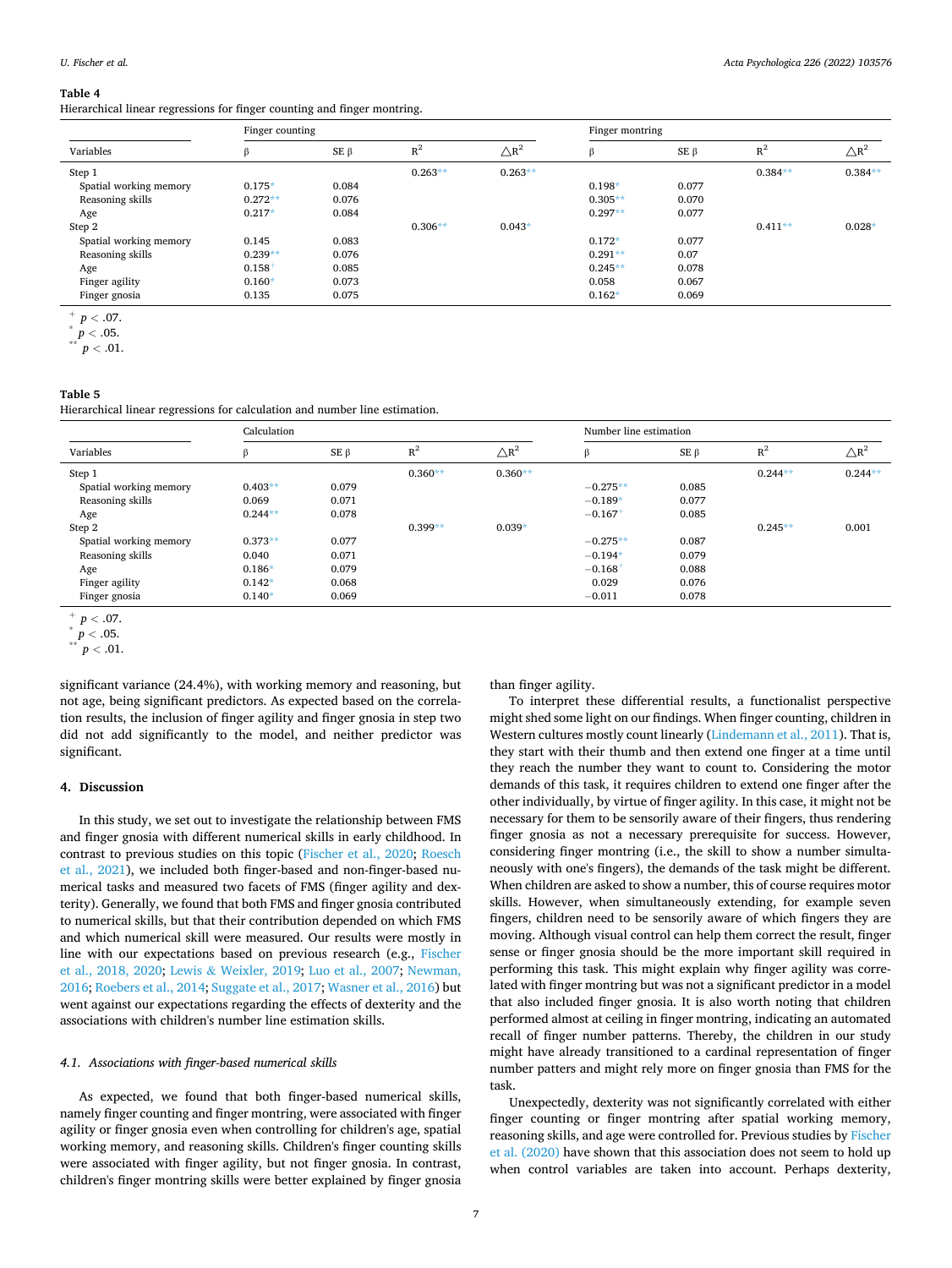**Table 4**
Hierarchical linear regressions for finger counting and finger montring.

| Variables | Finger counting | | | | Finger montring | | | |
|---|---|---|---|---|---|---|---|---|
| | β | SE β | $R^2$ | $\triangle R^2$ | β | SE β | $R^2$ | $\triangle R^2$ |
| Step 1 | | | 0.263** | 0.263** | | | 0.384** | 0.384** |
| Spatial working memory | 0.175* | 0.084 | | | 0.198* | 0.077 | | |
| Reasoning skills | 0.272** | 0.076 | | | 0.305** | 0.070 | | |
| Age | 0.217* | 0.084 | | | 0.297** | 0.077 | | |
| Step 2 | | | 0.306** | 0.043* | | | 0.411** | 0.028* |
| Spatial working memory | 0.145 | 0.083 | | | 0.172* | 0.077 | | |
| Reasoning skills | 0.239** | 0.076 | | | 0.291** | 0.07 | | |
| Age | 0.158+ | 0.085 | | | 0.245** | 0.078 | | |
| Finger agility | 0.160* | 0.073 | | | 0.058 | 0.067 | | |
| Finger gnosia | 0.135 | 0.075 | | | 0.162* | 0.069 | | |

+ $p < .07$.
* $p < .05$.
** $p < .01$.

**Table 5**
Hierarchical linear regressions for calculation and number line estimation.

| Variables | Calculation | | | | Number line estimation | | | |
|---|---|---|---|---|---|---|---|---|
| | β | SE β | $R^2$ | $\triangle R^2$ | β | SE β | $R^2$ | $\triangle R^2$ |
| Step 1 | | | 0.360** | 0.360** | | | 0.244** | 0.244** |
| Spatial working memory | 0.403** | 0.079 | | | −0.275** | 0.085 | | |
| Reasoning skills | 0.069 | 0.071 | | | −0.189* | 0.077 | | |
| Age | 0.244** | 0.078 | | | −0.167+ | 0.085 | | |
| Step 2 | | | 0.399** | 0.039* | | | 0.245** | 0.001 |
| Spatial working memory | 0.373** | 0.077 | | | −0.275** | 0.087 | | |
| Reasoning skills | 0.040 | 0.071 | | | −0.194* | 0.079 | | |
| Age | 0.186* | 0.079 | | | −0.168+ | 0.088 | | |
| Finger agility | 0.142* | 0.068 | | | 0.029 | 0.076 | | |
| Finger gnosia | 0.140* | 0.069 | | | −0.011 | 0.078 | | |

+ $p < .07$.
* $p < .05$.
** $p < .01$.

significant variance (24.4%), with working memory and reasoning, but not age, being significant predictors. As expected based on the correlation results, the inclusion of finger agility and finger gnosia in step two did not add significantly to the model, and neither predictor was significant.

## 4. Discussion

In this study, we set out to investigate the relationship between FMS and finger gnosia with different numerical skills in early childhood. In contrast to previous studies on this topic (Fischer et al., 2020; Roesch et al., 2021), we included both finger-based and non-finger-based numerical tasks and measured two facets of FMS (finger agility and dexterity). Generally, we found that both FMS and finger gnosia contributed to numerical skills, but that their contribution depended on which FMS and which numerical skill were measured. Our results were mostly in line with our expectations based on previous research (e.g., Fischer et al., 2018, 2020; Lewis & Weixler, 2019; Luo et al., 2007; Newman, 2016; Roebers et al., 2014; Suggate et al., 2017; Wasner et al., 2016) but went against our expectations regarding the effects of dexterity and the associations with children's number line estimation skills.

### 4.1. Associations with finger-based numerical skills

As expected, we found that both finger-based numerical skills, namely finger counting and finger montring, were associated with finger agility or finger gnosia even when controlling for children's age, spatial working memory, and reasoning skills. Children's finger counting skills were associated with finger agility, but not finger gnosia. In contrast, children's finger montring skills were better explained by finger gnosia than finger agility.

To interpret these differential results, a functionalist perspective might shed some light on our findings. When finger counting, children in Western cultures mostly count linearly (Lindemann et al., 2011). That is, they start with their thumb and then extend one finger at a time until they reach the number they want to count to. Considering the motor demands of this task, it requires children to extend one finger after the other individually, by virtue of finger agility. In this case, it might not be necessary for them to be sensorily aware of their fingers, thus rendering finger gnosia as not a necessary prerequisite for success. However, considering finger montring (i.e., the skill to show a number simultaneously with one's fingers), the demands of the task might be different. When children are asked to show a number, this of course requires motor skills. However, when simultaneously extending, for example seven fingers, children need to be sensorily aware of which fingers they are moving. Although visual control can help them correct the result, finger sense or finger gnosia should be the more important skill required in performing this task. This might explain why finger agility was correlated with finger montring but was not a significant predictor in a model that also included finger gnosia. It is also worth noting that children performed almost at ceiling in finger montring, indicating an automated recall of finger number patterns. Thereby, the children in our study might have already transitioned to a cardinal representation of finger number patters and might rely more on finger gnosia than FMS for the task.

Unexpectedly, dexterity was not significantly correlated with either finger counting or finger montring after spatial working memory, reasoning skills, and age were controlled for. Previous studies by Fischer et al. (2020) have shown that this association does not seem to hold up when control variables are taken into account. Perhaps dexterity,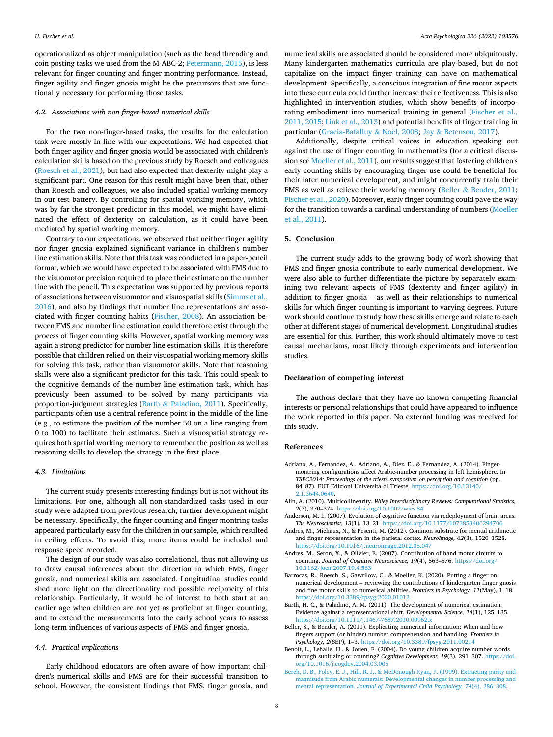operationalized as object manipulation (such as the bead threading and coin posting tasks we used from the M-ABC-2; Petermann, 2015), is less relevant for finger counting and finger montring performance. Instead, finger agility and finger gnosia might be the precursors that are functionally necessary for performing those tasks.

### 4.2. Associations with non-finger-based numerical skills

For the two non-finger-based tasks, the results for the calculation task were mostly in line with our expectations. We had expected that both finger agility and finger gnosia would be associated with children's calculation skills based on the previous study by Roesch and colleagues (Roesch et al., 2021), but had also expected that dexterity might play a significant part. One reason for this result might have been that, other than Roesch and colleagues, we also included spatial working memory in our test battery. By controlling for spatial working memory, which was by far the strongest predictor in this model, we might have eliminated the effect of dexterity on calculation, as it could have been mediated by spatial working memory.

Contrary to our expectations, we observed that neither finger agility nor finger gnosia explained significant variance in children's number line estimation skills. Note that this task was conducted in a paper-pencil format, which we would have expected to be associated with FMS due to the visuomotor precision required to place their estimate on the number line with the pencil. This expectation was supported by previous reports of associations between visuomotor and visuospatial skills (Simms et al., 2016), and also by findings that number line representations are associated with finger counting habits (Fischer, 2008). An association between FMS and number line estimation could therefore exist through the process of finger counting skills. However, spatial working memory was again a strong predictor for number line estimation skills. It is therefore possible that children relied on their visuospatial working memory skills for solving this task, rather than visuomotor skills. Note that reasoning skills were also a significant predictor for this task. This could speak to the cognitive demands of the number line estimation task, which has previously been assumed to be solved by many participants via proportion-judgment strategies (Barth & Paladino, 2011). Specifically, participants often use a central reference point in the middle of the line (e.g., to estimate the position of the number 50 on a line ranging from 0 to 100) to facilitate their estimates. Such a visuospatial strategy requires both spatial working memory to remember the position as well as reasoning skills to develop the strategy in the first place.

### 4.3. Limitations

The current study presents interesting findings but is not without its limitations. For one, although all non-standardized tasks used in our study were adapted from previous research, further development might be necessary. Specifically, the finger counting and finger montring tasks appeared particularly easy for the children in our sample, which resulted in ceiling effects. To avoid this, more items could be included and response speed recorded.

The design of our study was also correlational, thus not allowing us to draw causal inferences about the direction in which FMS, finger gnosia, and numerical skills are associated. Longitudinal studies could shed more light on the directionality and possible reciprocity of this relationship. Particularly, it would be of interest to both start at an earlier age when children are not yet as proficient at finger counting, and to extend the measurements into the early school years to assess long-term influences of various aspects of FMS and finger gnosia.

### 4.4. Practical implications

Early childhood educators are often aware of how important children's numerical skills and FMS are for their successful transition to school. However, the consistent findings that FMS, finger gnosia, and numerical skills are associated should be considered more ubiquitously. Many kindergarten mathematics curricula are play-based, but do not capitalize on the impact finger training can have on mathematical development. Specifically, a conscious integration of fine motor aspects into these curricula could further increase their effectiveness. This is also highlighted in intervention studies, which show benefits of incorporating embodiment into numerical training in general (Fischer et al., 2011, 2015; Link et al., 2013) and potential benefits of finger training in particular (Gracia-Bafalluy & Noël, 2008; Jay & Betenson, 2017).

Additionally, despite critical voices in education speaking out against the use of finger counting in mathematics (for a critical discussion see Moeller et al., 2011), our results suggest that fostering children's early counting skills by encouraging finger use could be beneficial for their later numerical development, and might concurrently train their FMS as well as relieve their working memory (Beller & Bender, 2011; Fischer et al., 2020). Moreover, early finger counting could pave the way for the transition towards a cardinal understanding of numbers (Moeller et al., 2011).

## 5. Conclusion

The current study adds to the growing body of work showing that FMS and finger gnosia contribute to early numerical development. We were also able to further differentiate the picture by separately examining two relevant aspects of FMS (dexterity and finger agility) in addition to finger gnosia – as well as their relationships to numerical skills for which finger counting is important to varying degrees. Future work should continue to study how these skills emerge and relate to each other at different stages of numerical development. Longitudinal studies are essential for this. Further, this work should ultimately move to test causal mechanisms, most likely through experiments and intervention studies.

## Declaration of competing interest

The authors declare that they have no known competing financial interests or personal relationships that could have appeared to influence the work reported in this paper. No external funding was received for this study.

## References

Adriano, A., Fernandez, A., Adriano, A., Diez, E., & Fernandez, A. (2014). Finger-montring configurations affect Arabic-number processing in left hemisphere. In *TSPC2014: Proceedings of the trieste symposium on perception and cognition* (pp. 84–87). EUT Edizioni Università di Trieste. https://doi.org/10.13140/2.1.3644.0640.

Alin, A. (2010). Multicollinearity. *Wiley Interdisciplinary Reviews: Computational Statistics, 2*(3), 370–374. https://doi.org/10.1002/wics.84

Anderson, M. L. (2007). Evolution of cognitive function via redeployment of brain areas. *The Neuroscientist, 13*(1), 13–21. https://doi.org/10.1177/1073858406294706

Andres, M., Michaux, N., & Pesenti, M. (2012). Common substrate for mental arithmetic and finger representation in the parietal cortex. *NeuroImage, 62*(3), 1520–1528. https://doi.org/10.1016/j.neuroimage.2012.05.047

Andres, M., Seron, X., & Olivier, E. (2007). Contribution of hand motor circuits to counting. *Journal of Cognitive Neuroscience, 19*(4), 563–576. https://doi.org/10.1162/jocn.2007.19.4.563

Barrocas, R., Roesch, S., Gawrilow, C., & Moeller, K. (2020). Putting a finger on numerical development – reviewing the contributions of kindergarten finger gnosis and fine motor skills to numerical abilities. *Frontiers in Psychology, 11*(May), 1–18. https://doi.org/10.3389/fpsyg.2020.01012

Barth, H. C., & Paladino, A. M. (2011). The development of numerical estimation: Evidence against a representational shift. *Developmental Science, 14*(1), 125–135. https://doi.org/10.1111/j.1467-7687.2010.00962.x

Beller, S., & Bender, A. (2011). Explicating numerical information: When and how fingers support (or hinder) number comprehension and handling. *Frontiers in Psychology, 2*(SEP), 1–3. https://doi.org/10.3389/fpsyg.2011.00214

Benoit, L., Lehalle, H., & Jouen, F. (2004). Do young children acquire number words through subitizing or counting? *Cognitive Development, 19*(3), 291–307. https://doi.org/10.1016/j.cogdev.2004.03.005

Berch, D. B., Foley, E. J., Hill, R. J., & McDonough Ryan, P. (1999). Extracting parity and magnitude from Arabic numerals: Developmental changes in number processing and mental representation. *Journal of Experimental Child Psychology, 74*(4), 286–308.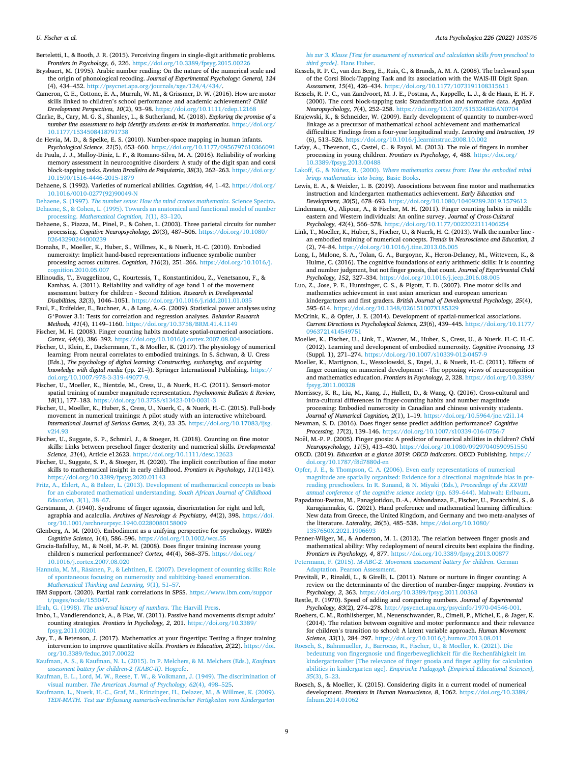Berteletti, I., & Booth, J. R. (2015). Perceiving fingers in single-digit arithmetic problems. *Frontiers in Psychology, 6*, 226. https://doi.org/10.3389/fpsyg.2015.00226

Brysbaert, M. (1995). Arabic number reading: On the nature of the numerical scale and the origin of phonological recoding. *Journal of Experimental Psychology: General, 124* (4), 434–452. http://psycnet.apa.org/journals/xge/124/4/434/.

Cameron, C. E., Cottone, E. A., Murrah, W. M., & Grissmer, D. W. (2016). How are motor skills linked to children's school performance and academic achievement? *Child Development Perspectives, 10*(2), 93–98. https://doi.org/10.1111/cdep.12168

Clarke, B., Cary, M. G. S., Shanley, L., & Sutherland, M. (2018). *Exploring the promise of a number line assessment to help identify students at-risk in mathematics*. https://doi.org/10.1177/1534508418791738

de Hevia, M. D., & Spelke, E. S. (2010). Number-space mapping in human infants. *Psychological Science, 21*(5), 653–660. https://doi.org/10.1177/0956797610366091

de Paula, J. J., Malloy-Diniz, L. F., & Romano-Silva, M. A. (2016). Reliability of working memory assessment in neurocognitive disorders: A study of the digit span and corsi block-tapping tasks. *Revista Brasileira de Psiquiatria, 38*(3), 262–263. https://doi.org/10.1590/1516-4446-2015-1879

Dehaene, S. (1992). Varieties of numerical abilities. *Cognition, 44*, 1–42. https://doi.org/10.1016/0010-0277(92)90049-N

Dehaene, S. (1997). *The number sense: How the mind creates mathematics*. Science Spectra.

Dehaene, S., & Cohen, L. (1995). Towards an anatomical and functional model of number processing. *Mathematical Cognition, 1*(1), 83–120.

Dehaene, S., Piazza, M., Pinel, P., & Cohen, L. (2003). Three parietal circuits for number processing. *Cognitive Neuropsychology, 20*(3), 487–506. https://doi.org/10.1080/02643290244000239

Domahs, F., Moeller, K., Huber, S., Willmes, K., & Nuerk, H.-C. (2010). Embodied numerosity: Implicit hand-based representations influence symbolic number processing across cultures. *Cognition, 116*(2), 251–266. https://doi.org/10.1016/j.cognition.2010.05.007

Ellinoudis, T., Evaggelinou, C., Kourtessis, T., Konstantinidou, Z., Venetsanou, F., & Kambas, A. (2011). Reliability and validity of age band 1 of the movement assessment battery for children - Second Edition. *Research in Developmental Disabilities, 32*(3), 1046–1051. https://doi.org/10.1016/j.ridd.2011.01.035

Faul, F., Erdfelder, E., Buchner, A., & Lang, A.-G. (2009). Statistical power analyses using G*Power 3.1: Tests for correlation and regression analyses. *Behavior Research Methods, 41*(4), 1149–1160. https://doi.org/10.3758/BRM.41.4.1149

Fischer, M. H. (2008). Finger counting habits modulate spatial-numerical associations. *Cortex, 44*(4), 386–392. https://doi.org/10.1016/j.cortex.2007.08.004

Fischer, U., Klein, E., Dackermann, T., & Moeller, K. (2017). The physiology of numerical learning: From neural correlates to embodied trainings. In S. Schwan, & U. Cress (Eds.), *The psychology of digital learning: Constructing, exchanging, and acquiring knowledge with digital media* (pp. 21–)). Springer International Publishing. https://doi.org/10.1007/978-3-319-49077-9.

Fischer, U., Moeller, K., Bientzle, M., Cress, U., & Nuerk, H.-C. (2011). Sensori-motor spatial training of number magnitude representation. *Psychonomic Bulletin & Review, 18*(1), 177–183. https://doi.org/10.3758/s13423-010-0031-3

Fischer, U., Moeller, K., Huber, S., Cress, U., Nuerk, C., & Nuerk, H.-C. (2015). Full-body movement in numerical trainings: A pilot study with an interactive whiteboard. *International Journal of Serious Games, 2*(4), 23–35. https://doi.org/10.17083/ijsg.v2i4.93

Fischer, U., Suggate, S. P., Schmirl, J., & Stoeger, H. (2018). Counting on fine motor skills: Links between preschool finger dexterity and numerical skills. *Developmental Science, 21*(4), Article e12623. https://doi.org/10.1111/desc.12623

Fischer, U., Suggate, S. P., & Stoeger, H. (2020). The implicit contribution of fine motor skills to mathematical insight in early childhood. *Frontiers in Psychology, 11*(1143). https://doi.org/10.3389/fpsyg.2020.01143

Fritz, A., Ehlert, A., & Balzer, L. (2013). Development of mathematical concepts as basis for an elaborated mathematical understanding. *South African Journal of Childhood Education, 3*(1), 38–67.

Gerstmann, J. (1940). Syndrome of finger agnosia, disorientation for right and left, agraphia and acalculia. *Archives of Neurology & Psychiatry, 44*(2), 398. https://doi.org/10.1001/archneurpsyc.1940.02280080158009

Glenberg, A. M. (2010). Embodiment as a unifying perspective for psychology. *WIREs Cognitive Science, 1*(4), 586–596. https://doi.org/10.1002/wcs.55

Gracia-Bafalluy, M., & Noël, M.-P. M. (2008). Does finger training increase young children's numerical performance? *Cortex, 44*(4), 368–375. https://doi.org/10.1016/j.cortex.2007.08.020

Hannula, M. M., Räsänen, P., & Lehtinen, E. (2007). Development of counting skills: Role of spontaneous focusing on numerosity and subitizing-based enumeration. *Mathematical Thinking and Learning, 9*(1), 51–57.

IBM Support. (2020). Partial rank correlations in SPSS. https://www.ibm.com/support/pages/node/155047.

Ifrah, G. (1998). *The universal history of numbers*. The Harvill Press.

Imbo, I., Vandierendonck, A., & Fias, W. (2011). Passive hand movements disrupt adults' counting strategies. *Frontiers in Psychology, 2*, 201. https://doi.org/10.3389/fpsyg.2011.00201

Jay, T., & Betenson, J. (2017). Mathematics at your fingertips: Testing a finger training intervention to improve quantitative skills. *Frontiers in Education, 2*(22). https://doi.org/10.3389/feduc.2017.00022

Kaufman, A. S., & Kaufman, N. L. (2015). In P. Melchers, & M. Melchers (Eds.), *Kaufman assessment battery for children-2 (KABC-II)*. Hogrefe.

Kaufman, E. L., Lord, M. W., Reese, T. W., & Volkmann, J. (1949). The discrimination of visual number. *The American Journal of Psychology, 62*(4), 498–525.

Kaufmann, L., Nuerk, H.-C., Graf, M., Krinzinger, H., Delazer, M., & Willmes, K. (2009). *TEDI-MATH. Test zur Erfassung numerisch-rechnerischer Fertigkeiten vom Kindergarten bis zur 3. Klasse [Test for assessment of numerical and calculation skills from preschool to third grade]*. Hans Huber.

Kessels, R. P. C., van den Berg, E., Ruis, C., & Brands, A. M. A. (2008). The backward span of the Corsi Block-Tapping Task and its association with the WAIS-III Digit Span. *Assessment, 15*(4), 426–434. https://doi.org/10.1177/1073191108315611

Kessels, R. P. C., van Zandvoort, M. J. E., Postma, A., Kappelle, L. J., & de Haan, E. H. F. (2000). The corsi block-tapping task: Standardization and normative data. *Applied Neuropsychology, 7*(4), 252–258. https://doi.org/10.1207/S15324826AN0704

Krajewski, K., & Schneider, W. (2009). Early development of quantity to number-word linkage as a precursor of mathematical school achievement and mathematical difficulties: Findings from a four-year longitudinal study. *Learning and Instruction, 19* (6), 513–526. https://doi.org/10.1016/j.learninstruc.2008.10.002

Lafay, A., Thevenot, C., Castel, C., & Fayol, M. (2013). The role of fingers in number processing in young children. *Frontiers in Psychology, 4*, 488. https://doi.org/10.3389/fpsyg.2013.00488

Lakoff, G., & Núñez, R. (2000). *Where mathematics comes from: How the embodied mind brings mathematics into being*. Basic Books.

Lewis, E. A., & Weixler, L. B. (2019). Associations between fine motor and mathematics instruction and kindergarten mathematics achievement. *Early Education and Development, 30*(5), 678–693. https://doi.org/10.1080/10409289.2019.1579612

Lindemann, O., Alipour, A., & Fischer, M. H. (2011). Finger counting habits in middle eastern and Western individuals: An online survey. *Journal of Cross-Cultural Psychology, 42*(4), 566–578. https://doi.org/10.1177/0022022111406254

Link, T., Moeller, K., Huber, S., Fischer, U., & Nuerk, H. C. (2013). Walk the number line - an embodied training of numerical concepts. *Trends in Neuroscience and Education, 2* (2), 74–84. https://doi.org/10.1016/j.tine.2013.06.005

Long, I., Malone, S. A., Tolan, G. A., Burgoyne, K., Heron-Delaney, M., Witteveen, K., & Hulme, C. (2016). The cognitive foundations of early arithmetic skills: It is counting and number judgment, but not finger gnosis, that count. *Journal of Experimental Child Psychology, 152*, 327–334. https://doi.org/10.1016/j.jecp.2016.08.005

Luo, Z., Jose, P. E., Huntsinger, C. S., & Pigott, T. D. (2007). Fine motor skills and mathematics achievement in east asian american and european american kindergartners and first graders. *British Journal of Developmental Psychology, 25*(4), 595–614. https://doi.org/10.1348/026151007X185329

McCrink, K., & Opfer, J. E. (2014). Development of spatial-numerical associations. *Current Directions in Psychological Science, 23*(6), 439–445. https://doi.org/10.1177/0963721414549751

Moeller, K., Fischer, U., Link, T., Wasner, M., Huber, S., Cress, U., & Nuerk, H.-C. H.-C. (2012). Learning and development of embodied numerosity. *Cognitive Processing, 13* (Suppl. 1), 271–274. https://doi.org/10.1007/s10339-012-0457-9

Moeller, K., Martignon, L., Wessolowski, S., Engel, J., & Nuerk, H.-C. (2011). Effects of finger counting on numerical development - The opposing views of neurocognition and mathematics education. *Frontiers in Psychology, 2*, 328. https://doi.org/10.3389/fpsyg.2011.00328

Morrissey, K. R., Liu, M., Kang, J., Hallett, D., & Wang, Q. (2016). Cross-cultural and intra-cultural differences in finger-counting habits and number magnitude processing: Embodied numerosity in Canadian and chinese university students. *Journal of Numerical Cognition, 2*(1), 1–19. https://doi.org/10.5964/jnc.v2i1.14

Newman, S. D. (2016). Does finger sense predict addition performance? *Cognitive Processing, 17*(2), 139–146. https://doi.org/10.1007/s10339-016-0756-7

Noël, M.-P. P. (2005). Finger gnosia: A predictor of numerical abilities in children? *Child Neuropsychology, 11*(5), 413–430. https://doi.org/10.1080/09297040590951550

OECD. (2019). *Education at a glance 2019: OECD indicators*. OECD Publishing. https://doi.org/10.1787/f8d7880d-en

Opfer, J. E., & Thompson, C. A. (2006). Even early representations of numerical magnitude are spatially organized: Evidence for a directional magnitude bias in pre-reading preschoolers. In R. Sunand, & N. Miyaki (Eds.), *Proceedings of the XXVIII annual conference of the cognitive science society* (pp. 639–644). Mahwah: Erlbaum.

Papadatou-Pastou, M., Panagiotidou, D.-A., Abbondanza, F., Fischer, U., Paracchini, S., & Karagiannakis, G. (2021). Hand preference and mathematical learning difficulties: New data from Greece, the United Kingdom, and Germany and two meta-analyses of the literature. *Laterality, 26*(5), 485–538. https://doi.org/10.1080/1357650X.2021.1906693

Penner-Wilger, M., & Anderson, M. L. (2013). The relation between finger gnosis and mathematical ability: Why redeployment of neural circuits best explains the finding. *Frontiers in Psychology, 4*, 877. https://doi.org/10.3389/fpsyg.2013.00877

Petermann, F. (2015). *M-ABC-2. Movement assessment battery for children*. German Adaptation. Pearson Assessment.

Previtali, P., Rinaldi, L., & Girelli, L. (2011). Nature or nurture in finger counting: A review on the determinants of the direction of number-finger mapping. *Frontiers in Psychology, 2*, 363. https://doi.org/10.3389/fpsyg.2011.00363

Restle, F. (1970). Speed of adding and comparing numbers. *Journal of Experimental Psychology, 83*(2), 274–278. http://psycnet.apa.org/psycinfo/1970-04546-001.

Roebers, C. M., Röthlisberger, M., Neuenschwander, R., Cimeli, P., Michel, E., & Jäger, K. (2014). The relation between cognitive and motor performance and their relevance for children's transition to school: A latent variable approach. *Human Movement Science, 33*(1), 284–297. https://doi.org/10.1016/j.humov.2013.08.011

Roesch, S., Bahnmueller, J., Barrocas, R., Fischer, U., & Moeller, K. (2021). Die bedeutung von fingergnosie und fingerbeweglichkeit für die Rechenfähigkeit im kindergartenalter [The relevance of finger gnosia and finger agility for calculation abilities in kindergarten age]. *Empirische Pädagogik [Empirical Educational Sciences], 35*(3), 5–23.

Roesch, S., & Moeller, K. (2015). Considering digits in a current model of numerical development. *Frontiers in Human Neuroscience, 8*, 1062. https://doi.org/10.3389/fnhum.2014.01062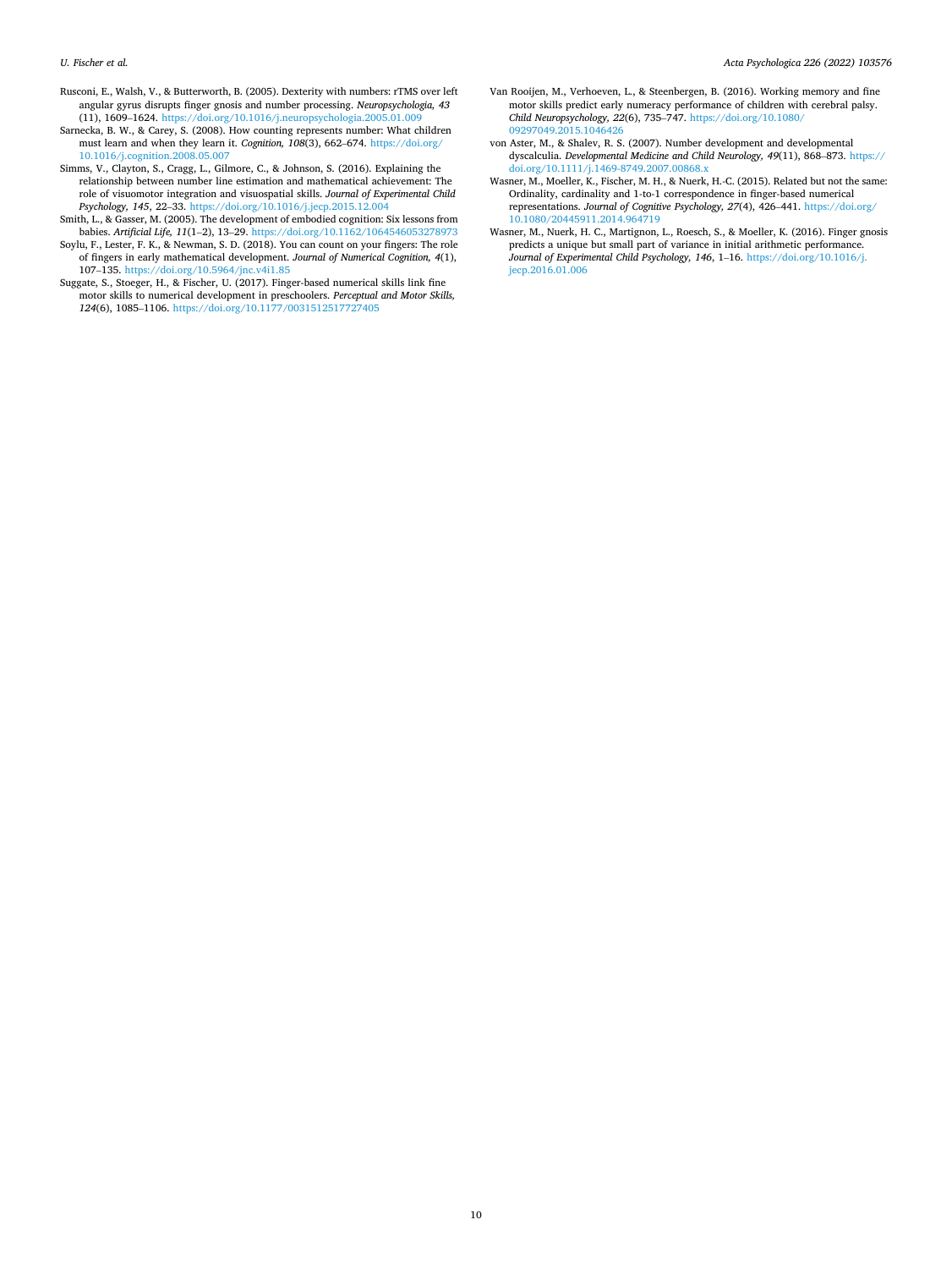Rusconi, E., Walsh, V., & Butterworth, B. (2005). Dexterity with numbers: rTMS over left angular gyrus disrupts finger gnosis and number processing. *Neuropsychologia, 43* (11), 1609–1624. https://doi.org/10.1016/j.neuropsychologia.2005.01.009

Sarnecka, B. W., & Carey, S. (2008). How counting represents number: What children must learn and when they learn it. *Cognition, 108*(3), 662–674. https://doi.org/10.1016/j.cognition.2008.05.007

Simms, V., Clayton, S., Cragg, L., Gilmore, C., & Johnson, S. (2016). Explaining the relationship between number line estimation and mathematical achievement: The role of visuomotor integration and visuospatial skills. *Journal of Experimental Child Psychology, 145*, 22–33. https://doi.org/10.1016/j.jecp.2015.12.004

Smith, L., & Gasser, M. (2005). The development of embodied cognition: Six lessons from babies. *Artificial Life, 11*(1–2), 13–29. https://doi.org/10.1162/1064546053278973

Soylu, F., Lester, F. K., & Newman, S. D. (2018). You can count on your fingers: The role of fingers in early mathematical development. *Journal of Numerical Cognition, 4*(1), 107–135. https://doi.org/10.5964/jnc.v4i1.85

Suggate, S., Stoeger, H., & Fischer, U. (2017). Finger-based numerical skills link fine motor skills to numerical development in preschoolers. *Perceptual and Motor Skills, 124*(6), 1085–1106. https://doi.org/10.1177/0031512517727405

Van Rooijen, M., Verhoeven, L., & Steenbergen, B. (2016). Working memory and fine motor skills predict early numeracy performance of children with cerebral palsy. *Child Neuropsychology, 22*(6), 735–747. https://doi.org/10.1080/09297049.2015.1046426

von Aster, M., & Shalev, R. S. (2007). Number development and developmental dyscalculia. *Developmental Medicine and Child Neurology, 49*(11), 868–873. https://doi.org/10.1111/j.1469-8749.2007.00868.x

Wasner, M., Moeller, K., Fischer, M. H., & Nuerk, H.-C. (2015). Related but not the same: Ordinality, cardinality and 1-to-1 correspondence in finger-based numerical representations. *Journal of Cognitive Psychology, 27*(4), 426–441. https://doi.org/10.1080/20445911.2014.964719

Wasner, M., Nuerk, H. C., Martignon, L., Roesch, S., & Moeller, K. (2016). Finger gnosis predicts a unique but small part of variance in initial arithmetic performance. *Journal of Experimental Child Psychology, 146*, 1–16. https://doi.org/10.1016/j.jecp.2016.01.006